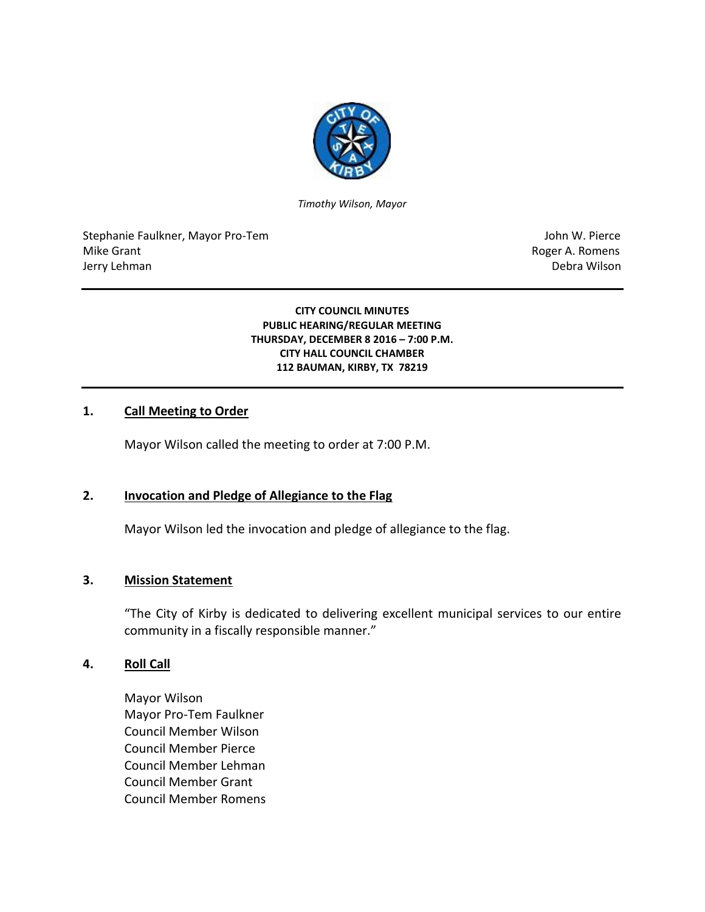*Timothy Wilson, Mayor*

Stephanie Faulkner, Mayor Pro-Tem
Mike Grant
Jerry Lehman

John W. Pierce
Roger A. Romens
Debra Wilson

**CITY COUNCIL MINUTES**
**PUBLIC HEARING/REGULAR MEETING**
**THURSDAY, DECEMBER 8 2016 – 7:00 P.M.**
**CITY HALL COUNCIL CHAMBER**
**112 BAUMAN, KIRBY, TX 78219**

## 1. Call Meeting to Order

Mayor Wilson called the meeting to order at 7:00 P.M.

## 2. Invocation and Pledge of Allegiance to the Flag

Mayor Wilson led the invocation and pledge of allegiance to the flag.

## 3. Mission Statement

"The City of Kirby is dedicated to delivering excellent municipal services to our entire community in a fiscally responsible manner."

## 4. Roll Call

Mayor Wilson
Mayor Pro-Tem Faulkner
Council Member Wilson
Council Member Pierce
Council Member Lehman
Council Member Grant
Council Member Romens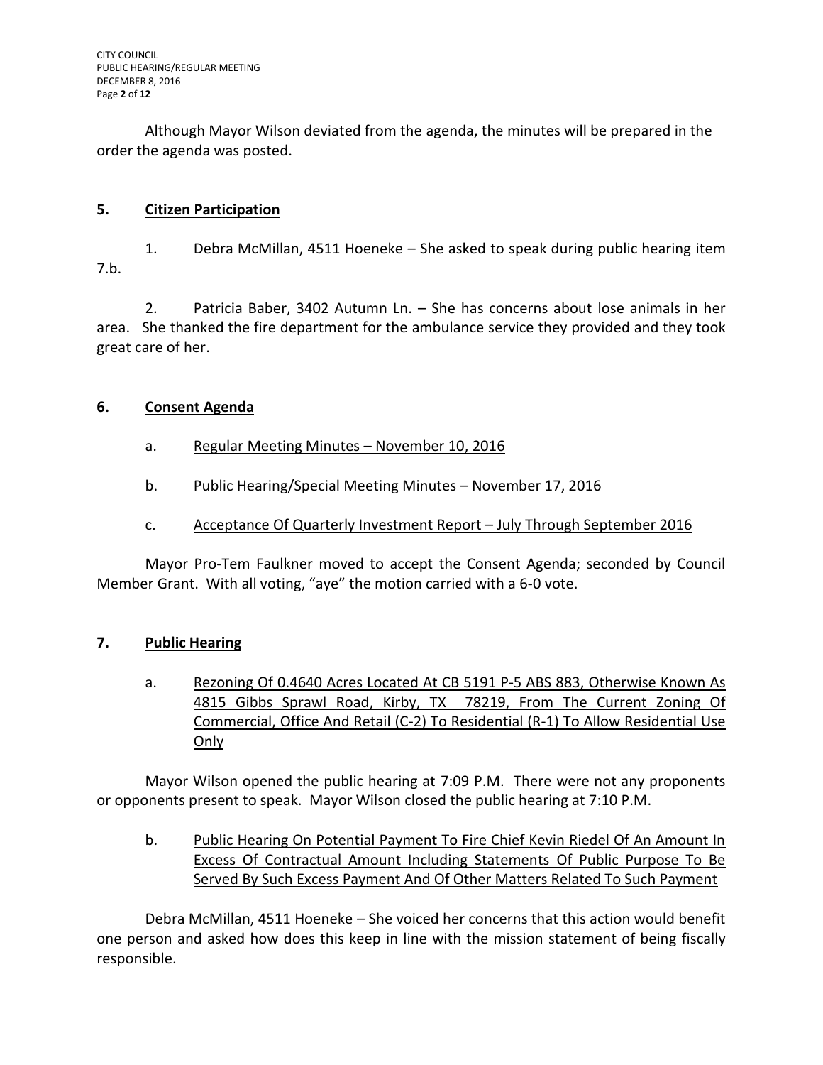Although Mayor Wilson deviated from the agenda, the minutes will be prepared in the order the agenda was posted.

## 5. Citizen Participation

1. Debra McMillan, 4511 Hoeneke – She asked to speak during public hearing item 7.b.

2. Patricia Baber, 3402 Autumn Ln. – She has concerns about lose animals in her area. She thanked the fire department for the ambulance service they provided and they took great care of her.

## 6. Consent Agenda

a. Regular Meeting Minutes – November 10, 2016

b. Public Hearing/Special Meeting Minutes – November 17, 2016

c. Acceptance Of Quarterly Investment Report – July Through September 2016

Mayor Pro-Tem Faulkner moved to accept the Consent Agenda; seconded by Council Member Grant. With all voting, "aye" the motion carried with a 6-0 vote.

## 7. Public Hearing

a. Rezoning Of 0.4640 Acres Located At CB 5191 P-5 ABS 883, Otherwise Known As 4815 Gibbs Sprawl Road, Kirby, TX 78219, From The Current Zoning Of Commercial, Office And Retail (C-2) To Residential (R-1) To Allow Residential Use Only

Mayor Wilson opened the public hearing at 7:09 P.M. There were not any proponents or opponents present to speak. Mayor Wilson closed the public hearing at 7:10 P.M.

b. Public Hearing On Potential Payment To Fire Chief Kevin Riedel Of An Amount In Excess Of Contractual Amount Including Statements Of Public Purpose To Be Served By Such Excess Payment And Of Other Matters Related To Such Payment

Debra McMillan, 4511 Hoeneke – She voiced her concerns that this action would benefit one person and asked how does this keep in line with the mission statement of being fiscally responsible.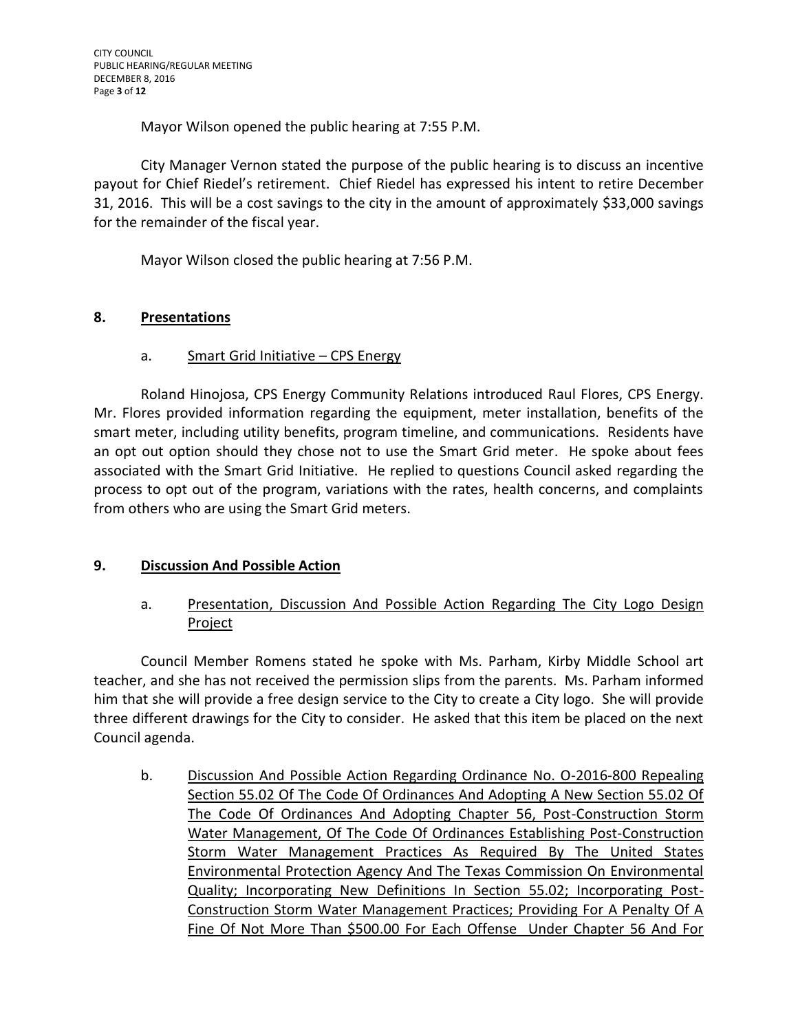Mayor Wilson opened the public hearing at 7:55 P.M.

City Manager Vernon stated the purpose of the public hearing is to discuss an incentive payout for Chief Riedel's retirement. Chief Riedel has expressed his intent to retire December 31, 2016. This will be a cost savings to the city in the amount of approximately $33,000 savings for the remainder of the fiscal year.

Mayor Wilson closed the public hearing at 7:56 P.M.

## 8. Presentations

### a. Smart Grid Initiative – CPS Energy

Roland Hinojosa, CPS Energy Community Relations introduced Raul Flores, CPS Energy. Mr. Flores provided information regarding the equipment, meter installation, benefits of the smart meter, including utility benefits, program timeline, and communications. Residents have an opt out option should they chose not to use the Smart Grid meter. He spoke about fees associated with the Smart Grid Initiative. He replied to questions Council asked regarding the process to opt out of the program, variations with the rates, health concerns, and complaints from others who are using the Smart Grid meters.

## 9. Discussion And Possible Action

### a. Presentation, Discussion And Possible Action Regarding The City Logo Design Project

Council Member Romens stated he spoke with Ms. Parham, Kirby Middle School art teacher, and she has not received the permission slips from the parents. Ms. Parham informed him that she will provide a free design service to the City to create a City logo. She will provide three different drawings for the City to consider. He asked that this item be placed on the next Council agenda.

### b. Discussion And Possible Action Regarding Ordinance No. O-2016-800 Repealing Section 55.02 Of The Code Of Ordinances And Adopting A New Section 55.02 Of The Code Of Ordinances And Adopting Chapter 56, Post-Construction Storm Water Management, Of The Code Of Ordinances Establishing Post-Construction Storm Water Management Practices As Required By The United States Environmental Protection Agency And The Texas Commission On Environmental Quality; Incorporating New Definitions In Section 55.02; Incorporating Post-Construction Storm Water Management Practices; Providing For A Penalty Of A Fine Of Not More Than $500.00 For Each Offense Under Chapter 56 And For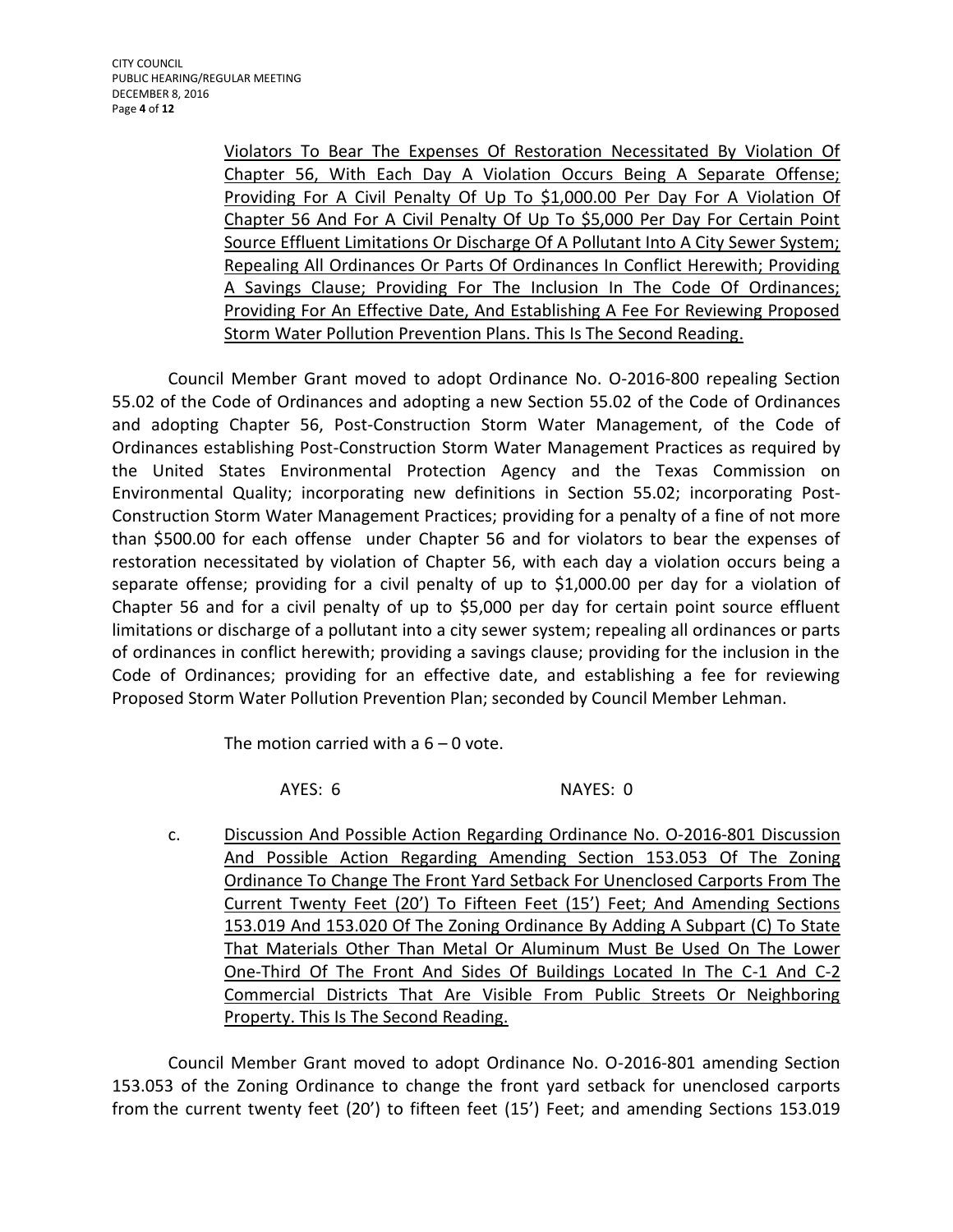Violators To Bear The Expenses Of Restoration Necessitated By Violation Of Chapter 56, With Each Day A Violation Occurs Being A Separate Offense; Providing For A Civil Penalty Of Up To $1,000.00 Per Day For A Violation Of Chapter 56 And For A Civil Penalty Of Up To $5,000 Per Day For Certain Point Source Effluent Limitations Or Discharge Of A Pollutant Into A City Sewer System; Repealing All Ordinances Or Parts Of Ordinances In Conflict Herewith; Providing A Savings Clause; Providing For The Inclusion In The Code Of Ordinances; Providing For An Effective Date, And Establishing A Fee For Reviewing Proposed Storm Water Pollution Prevention Plans. This Is The Second Reading.

Council Member Grant moved to adopt Ordinance No. O-2016-800 repealing Section 55.02 of the Code of Ordinances and adopting a new Section 55.02 of the Code of Ordinances and adopting Chapter 56, Post-Construction Storm Water Management, of the Code of Ordinances establishing Post-Construction Storm Water Management Practices as required by the United States Environmental Protection Agency and the Texas Commission on Environmental Quality; incorporating new definitions in Section 55.02; incorporating Post-Construction Storm Water Management Practices; providing for a penalty of a fine of not more than $500.00 for each offense under Chapter 56 and for violators to bear the expenses of restoration necessitated by violation of Chapter 56, with each day a violation occurs being a separate offense; providing for a civil penalty of up to $1,000.00 per day for a violation of Chapter 56 and for a civil penalty of up to $5,000 per day for certain point source effluent limitations or discharge of a pollutant into a city sewer system; repealing all ordinances or parts of ordinances in conflict herewith; providing a savings clause; providing for the inclusion in the Code of Ordinances; providing for an effective date, and establishing a fee for reviewing Proposed Storm Water Pollution Prevention Plan; seconded by Council Member Lehman.

The motion carried with a 6 – 0 vote.

AYES: 6 NAYES: 0

c. Discussion And Possible Action Regarding Ordinance No. O-2016-801 Discussion And Possible Action Regarding Amending Section 153.053 Of The Zoning Ordinance To Change The Front Yard Setback For Unenclosed Carports From The Current Twenty Feet (20') To Fifteen Feet (15') Feet; And Amending Sections 153.019 And 153.020 Of The Zoning Ordinance By Adding A Subpart (C) To State That Materials Other Than Metal Or Aluminum Must Be Used On The Lower One-Third Of The Front And Sides Of Buildings Located In The C-1 And C-2 Commercial Districts That Are Visible From Public Streets Or Neighboring Property. This Is The Second Reading.

Council Member Grant moved to adopt Ordinance No. O-2016-801 amending Section 153.053 of the Zoning Ordinance to change the front yard setback for unenclosed carports from the current twenty feet (20') to fifteen feet (15') Feet; and amending Sections 153.019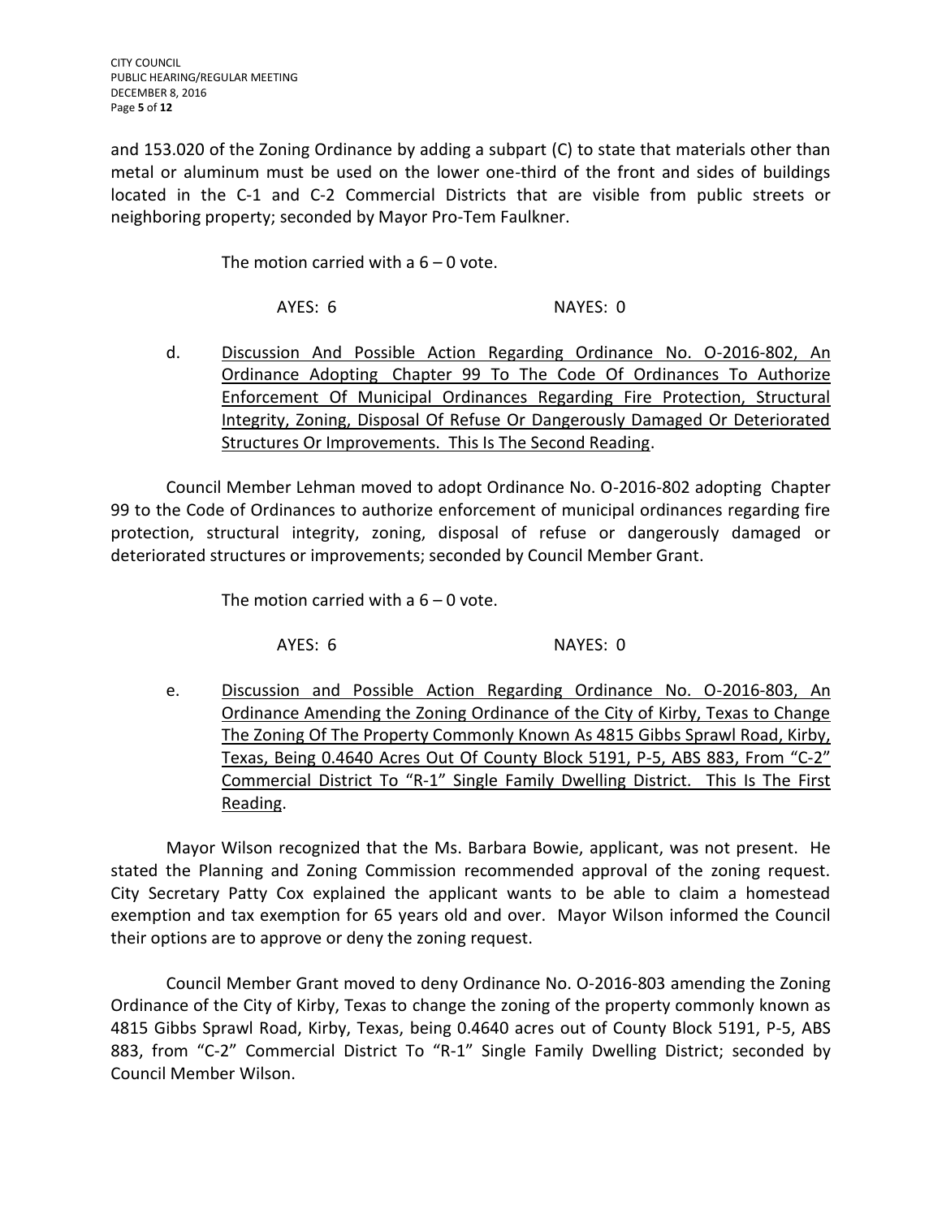and 153.020 of the Zoning Ordinance by adding a subpart (C) to state that materials other than metal or aluminum must be used on the lower one-third of the front and sides of buildings located in the C-1 and C-2 Commercial Districts that are visible from public streets or neighboring property; seconded by Mayor Pro-Tem Faulkner.

The motion carried with a 6 – 0 vote.

AYES: 6 NAYES: 0

d. Discussion And Possible Action Regarding Ordinance No. O-2016-802, An Ordinance Adopting Chapter 99 To The Code Of Ordinances To Authorize Enforcement Of Municipal Ordinances Regarding Fire Protection, Structural Integrity, Zoning, Disposal Of Refuse Or Dangerously Damaged Or Deteriorated Structures Or Improvements. This Is The Second Reading.

Council Member Lehman moved to adopt Ordinance No. O-2016-802 adopting Chapter 99 to the Code of Ordinances to authorize enforcement of municipal ordinances regarding fire protection, structural integrity, zoning, disposal of refuse or dangerously damaged or deteriorated structures or improvements; seconded by Council Member Grant.

The motion carried with a 6 – 0 vote.

AYES: 6 NAYES: 0

e. Discussion and Possible Action Regarding Ordinance No. O-2016-803, An Ordinance Amending the Zoning Ordinance of the City of Kirby, Texas to Change The Zoning Of The Property Commonly Known As 4815 Gibbs Sprawl Road, Kirby, Texas, Being 0.4640 Acres Out Of County Block 5191, P-5, ABS 883, From "C-2" Commercial District To "R-1" Single Family Dwelling District. This Is The First Reading.

Mayor Wilson recognized that the Ms. Barbara Bowie, applicant, was not present. He stated the Planning and Zoning Commission recommended approval of the zoning request. City Secretary Patty Cox explained the applicant wants to be able to claim a homestead exemption and tax exemption for 65 years old and over. Mayor Wilson informed the Council their options are to approve or deny the zoning request.

Council Member Grant moved to deny Ordinance No. O-2016-803 amending the Zoning Ordinance of the City of Kirby, Texas to change the zoning of the property commonly known as 4815 Gibbs Sprawl Road, Kirby, Texas, being 0.4640 acres out of County Block 5191, P-5, ABS 883, from "C-2" Commercial District To "R-1" Single Family Dwelling District; seconded by Council Member Wilson.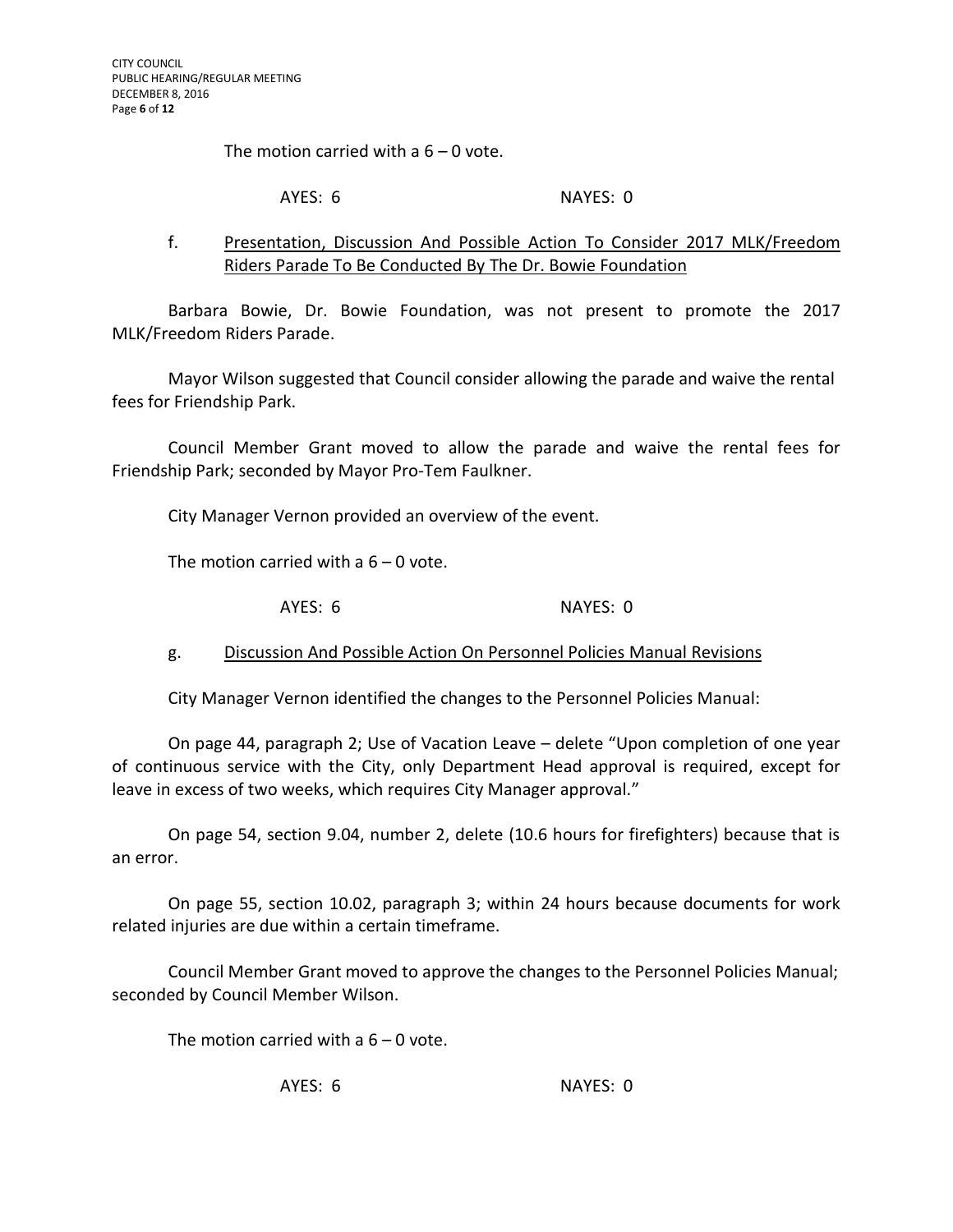The motion carried with a 6 – 0 vote.

AYES: 6 NAYES: 0

f. <u>Presentation, Discussion And Possible Action To Consider 2017 MLK/Freedom Riders Parade To Be Conducted By The Dr. Bowie Foundation</u>

Barbara Bowie, Dr. Bowie Foundation, was not present to promote the 2017 MLK/Freedom Riders Parade.

Mayor Wilson suggested that Council consider allowing the parade and waive the rental fees for Friendship Park.

Council Member Grant moved to allow the parade and waive the rental fees for Friendship Park; seconded by Mayor Pro-Tem Faulkner.

City Manager Vernon provided an overview of the event.

The motion carried with a 6 – 0 vote.

AYES: 6 NAYES: 0

g. <u>Discussion And Possible Action On Personnel Policies Manual Revisions</u>

City Manager Vernon identified the changes to the Personnel Policies Manual:

On page 44, paragraph 2; Use of Vacation Leave – delete "Upon completion of one year of continuous service with the City, only Department Head approval is required, except for leave in excess of two weeks, which requires City Manager approval."

On page 54, section 9.04, number 2, delete (10.6 hours for firefighters) because that is an error.

On page 55, section 10.02, paragraph 3; within 24 hours because documents for work related injuries are due within a certain timeframe.

Council Member Grant moved to approve the changes to the Personnel Policies Manual; seconded by Council Member Wilson.

The motion carried with a 6 – 0 vote.

AYES: 6 NAYES: 0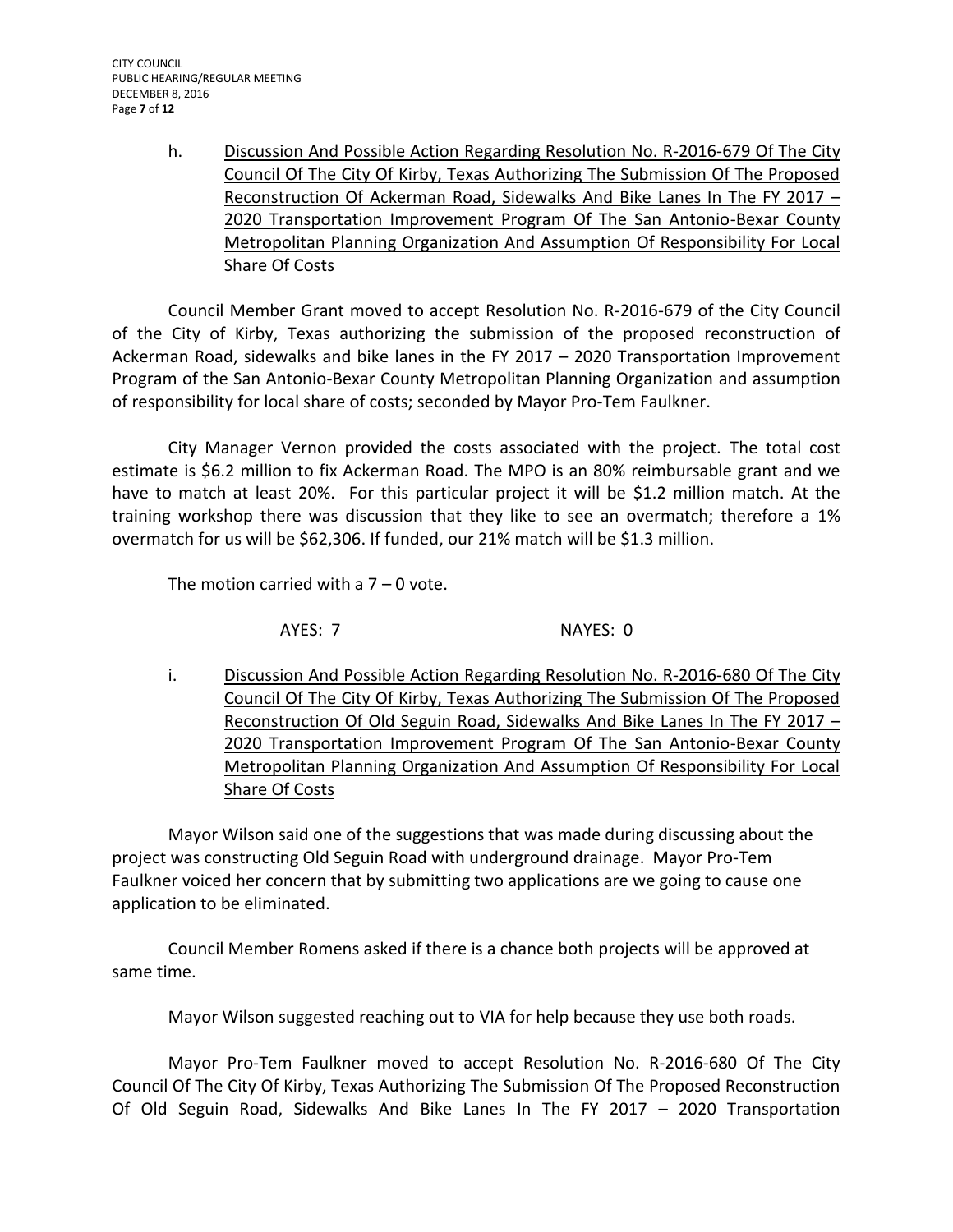h. <u>Discussion And Possible Action Regarding Resolution No. R-2016-679 Of The City Council Of The City Of Kirby, Texas Authorizing The Submission Of The Proposed Reconstruction Of Ackerman Road, Sidewalks And Bike Lanes In The FY 2017 – 2020 Transportation Improvement Program Of The San Antonio-Bexar County Metropolitan Planning Organization And Assumption Of Responsibility For Local Share Of Costs</u>

Council Member Grant moved to accept Resolution No. R-2016-679 of the City Council of the City of Kirby, Texas authorizing the submission of the proposed reconstruction of Ackerman Road, sidewalks and bike lanes in the FY 2017 – 2020 Transportation Improvement Program of the San Antonio-Bexar County Metropolitan Planning Organization and assumption of responsibility for local share of costs; seconded by Mayor Pro-Tem Faulkner.

City Manager Vernon provided the costs associated with the project. The total cost estimate is $6.2 million to fix Ackerman Road. The MPO is an 80% reimbursable grant and we have to match at least 20%. For this particular project it will be $1.2 million match. At the training workshop there was discussion that they like to see an overmatch; therefore a 1% overmatch for us will be $62,306. If funded, our 21% match will be $1.3 million.

The motion carried with a 7 – 0 vote.

AYES: 7 NAYES: 0

i. <u>Discussion And Possible Action Regarding Resolution No. R-2016-680 Of The City Council Of The City Of Kirby, Texas Authorizing The Submission Of The Proposed Reconstruction Of Old Seguin Road, Sidewalks And Bike Lanes In The FY 2017 – 2020 Transportation Improvement Program Of The San Antonio-Bexar County Metropolitan Planning Organization And Assumption Of Responsibility For Local Share Of Costs</u>

Mayor Wilson said one of the suggestions that was made during discussing about the project was constructing Old Seguin Road with underground drainage. Mayor Pro-Tem Faulkner voiced her concern that by submitting two applications are we going to cause one application to be eliminated.

Council Member Romens asked if there is a chance both projects will be approved at same time.

Mayor Wilson suggested reaching out to VIA for help because they use both roads.

Mayor Pro-Tem Faulkner moved to accept Resolution No. R-2016-680 Of The City Council Of The City Of Kirby, Texas Authorizing The Submission Of The Proposed Reconstruction Of Old Seguin Road, Sidewalks And Bike Lanes In The FY 2017 – 2020 Transportation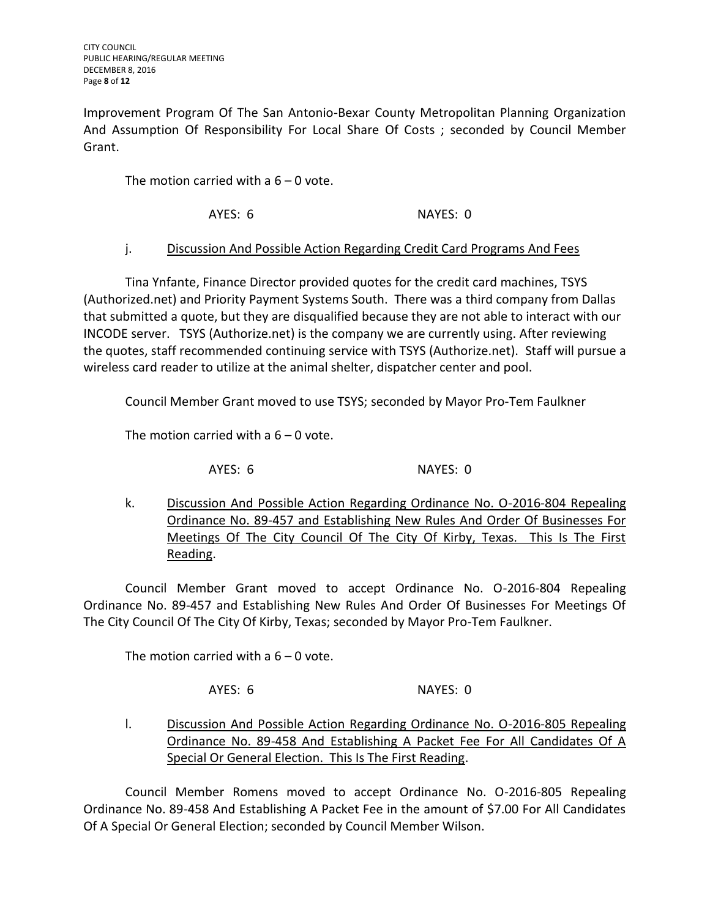Improvement Program Of The San Antonio-Bexar County Metropolitan Planning Organization And Assumption Of Responsibility For Local Share Of Costs ; seconded by Council Member Grant.

The motion carried with a 6 – 0 vote.

AYES: 6 NAYES: 0

j. Discussion And Possible Action Regarding Credit Card Programs And Fees

Tina Ynfante, Finance Director provided quotes for the credit card machines, TSYS (Authorized.net) and Priority Payment Systems South. There was a third company from Dallas that submitted a quote, but they are disqualified because they are not able to interact with our INCODE server. TSYS (Authorize.net) is the company we are currently using. After reviewing the quotes, staff recommended continuing service with TSYS (Authorize.net). Staff will pursue a wireless card reader to utilize at the animal shelter, dispatcher center and pool.

Council Member Grant moved to use TSYS; seconded by Mayor Pro-Tem Faulkner

The motion carried with a 6 – 0 vote.

AYES: 6 NAYES: 0

k. Discussion And Possible Action Regarding Ordinance No. O-2016-804 Repealing Ordinance No. 89-457 and Establishing New Rules And Order Of Businesses For Meetings Of The City Council Of The City Of Kirby, Texas. This Is The First Reading.

Council Member Grant moved to accept Ordinance No. O-2016-804 Repealing Ordinance No. 89-457 and Establishing New Rules And Order Of Businesses For Meetings Of The City Council Of The City Of Kirby, Texas; seconded by Mayor Pro-Tem Faulkner.

The motion carried with a 6 – 0 vote.

AYES: 6 NAYES: 0

l. Discussion And Possible Action Regarding Ordinance No. O-2016-805 Repealing Ordinance No. 89-458 And Establishing A Packet Fee For All Candidates Of A Special Or General Election. This Is The First Reading.

Council Member Romens moved to accept Ordinance No. O-2016-805 Repealing Ordinance No. 89-458 And Establishing A Packet Fee in the amount of $7.00 For All Candidates Of A Special Or General Election; seconded by Council Member Wilson.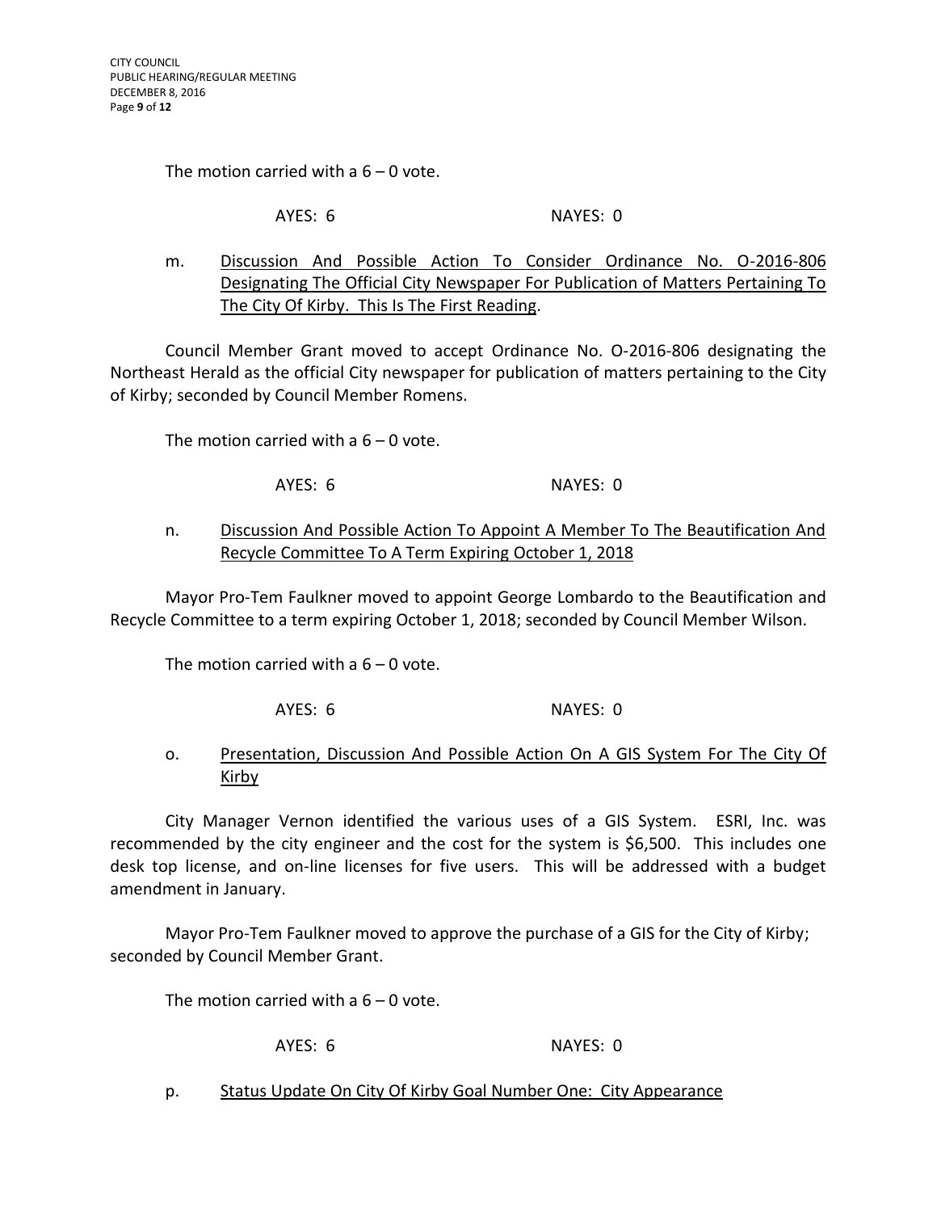The motion carried with a 6 – 0 vote.

AYES: 6 NAYES: 0

m. Discussion And Possible Action To Consider Ordinance No. O-2016-806 Designating The Official City Newspaper For Publication of Matters Pertaining To The City Of Kirby. This Is The First Reading.

Council Member Grant moved to accept Ordinance No. O-2016-806 designating the Northeast Herald as the official City newspaper for publication of matters pertaining to the City of Kirby; seconded by Council Member Romens.

The motion carried with a 6 – 0 vote.

AYES: 6 NAYES: 0

n. Discussion And Possible Action To Appoint A Member To The Beautification And Recycle Committee To A Term Expiring October 1, 2018

Mayor Pro-Tem Faulkner moved to appoint George Lombardo to the Beautification and Recycle Committee to a term expiring October 1, 2018; seconded by Council Member Wilson.

The motion carried with a 6 – 0 vote.

AYES: 6 NAYES: 0

o. Presentation, Discussion And Possible Action On A GIS System For The City Of Kirby

City Manager Vernon identified the various uses of a GIS System. ESRI, Inc. was recommended by the city engineer and the cost for the system is $6,500. This includes one desk top license, and on-line licenses for five users. This will be addressed with a budget amendment in January.

Mayor Pro-Tem Faulkner moved to approve the purchase of a GIS for the City of Kirby; seconded by Council Member Grant.

The motion carried with a 6 – 0 vote.

AYES: 6 NAYES: 0

p. Status Update On City Of Kirby Goal Number One: City Appearance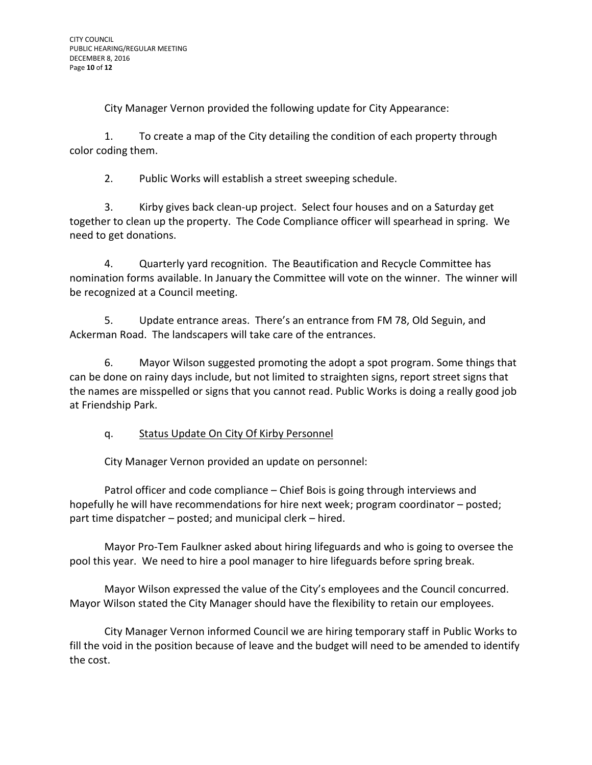City Manager Vernon provided the following update for City Appearance:

1. To create a map of the City detailing the condition of each property through color coding them.

2. Public Works will establish a street sweeping schedule.

3. Kirby gives back clean-up project. Select four houses and on a Saturday get together to clean up the property. The Code Compliance officer will spearhead in spring. We need to get donations.

4. Quarterly yard recognition. The Beautification and Recycle Committee has nomination forms available. In January the Committee will vote on the winner. The winner will be recognized at a Council meeting.

5. Update entrance areas. There's an entrance from FM 78, Old Seguin, and Ackerman Road. The landscapers will take care of the entrances.

6. Mayor Wilson suggested promoting the adopt a spot program. Some things that can be done on rainy days include, but not limited to straighten signs, report street signs that the names are misspelled or signs that you cannot read. Public Works is doing a really good job at Friendship Park.

q. Status Update On City Of Kirby Personnel

City Manager Vernon provided an update on personnel:

Patrol officer and code compliance – Chief Bois is going through interviews and hopefully he will have recommendations for hire next week; program coordinator – posted; part time dispatcher – posted; and municipal clerk – hired.

Mayor Pro-Tem Faulkner asked about hiring lifeguards and who is going to oversee the pool this year. We need to hire a pool manager to hire lifeguards before spring break.

Mayor Wilson expressed the value of the City's employees and the Council concurred. Mayor Wilson stated the City Manager should have the flexibility to retain our employees.

City Manager Vernon informed Council we are hiring temporary staff in Public Works to fill the void in the position because of leave and the budget will need to be amended to identify the cost.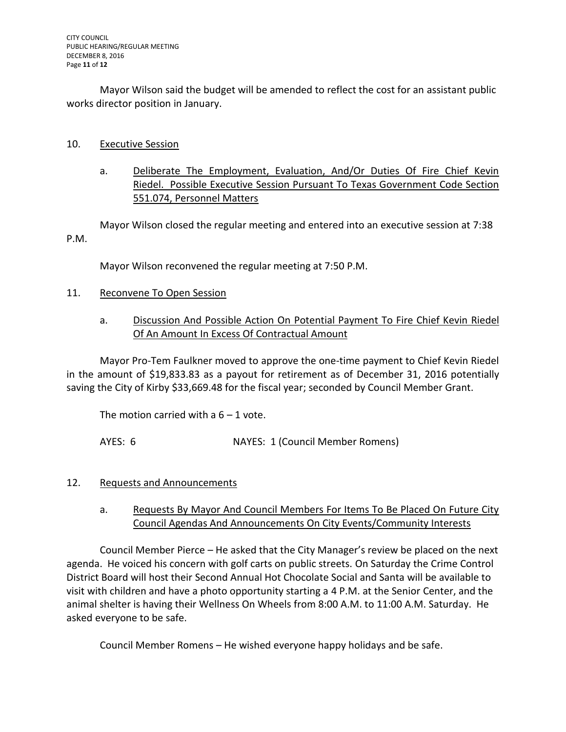Mayor Wilson said the budget will be amended to reflect the cost for an assistant public works director position in January.

10. Executive Session

a. Deliberate The Employment, Evaluation, And/Or Duties Of Fire Chief Kevin Riedel. Possible Executive Session Pursuant To Texas Government Code Section 551.074, Personnel Matters

Mayor Wilson closed the regular meeting and entered into an executive session at 7:38 P.M.

Mayor Wilson reconvened the regular meeting at 7:50 P.M.

11. Reconvene To Open Session

a. Discussion And Possible Action On Potential Payment To Fire Chief Kevin Riedel Of An Amount In Excess Of Contractual Amount

Mayor Pro-Tem Faulkner moved to approve the one-time payment to Chief Kevin Riedel in the amount of $19,833.83 as a payout for retirement as of December 31, 2016 potentially saving the City of Kirby $33,669.48 for the fiscal year; seconded by Council Member Grant.

The motion carried with a 6 – 1 vote.

AYES: 6 NAYES: 1 (Council Member Romens)

12. Requests and Announcements

a. Requests By Mayor And Council Members For Items To Be Placed On Future City Council Agendas And Announcements On City Events/Community Interests

Council Member Pierce – He asked that the City Manager's review be placed on the next agenda. He voiced his concern with golf carts on public streets. On Saturday the Crime Control District Board will host their Second Annual Hot Chocolate Social and Santa will be available to visit with children and have a photo opportunity starting a 4 P.M. at the Senior Center, and the animal shelter is having their Wellness On Wheels from 8:00 A.M. to 11:00 A.M. Saturday. He asked everyone to be safe.

Council Member Romens – He wished everyone happy holidays and be safe.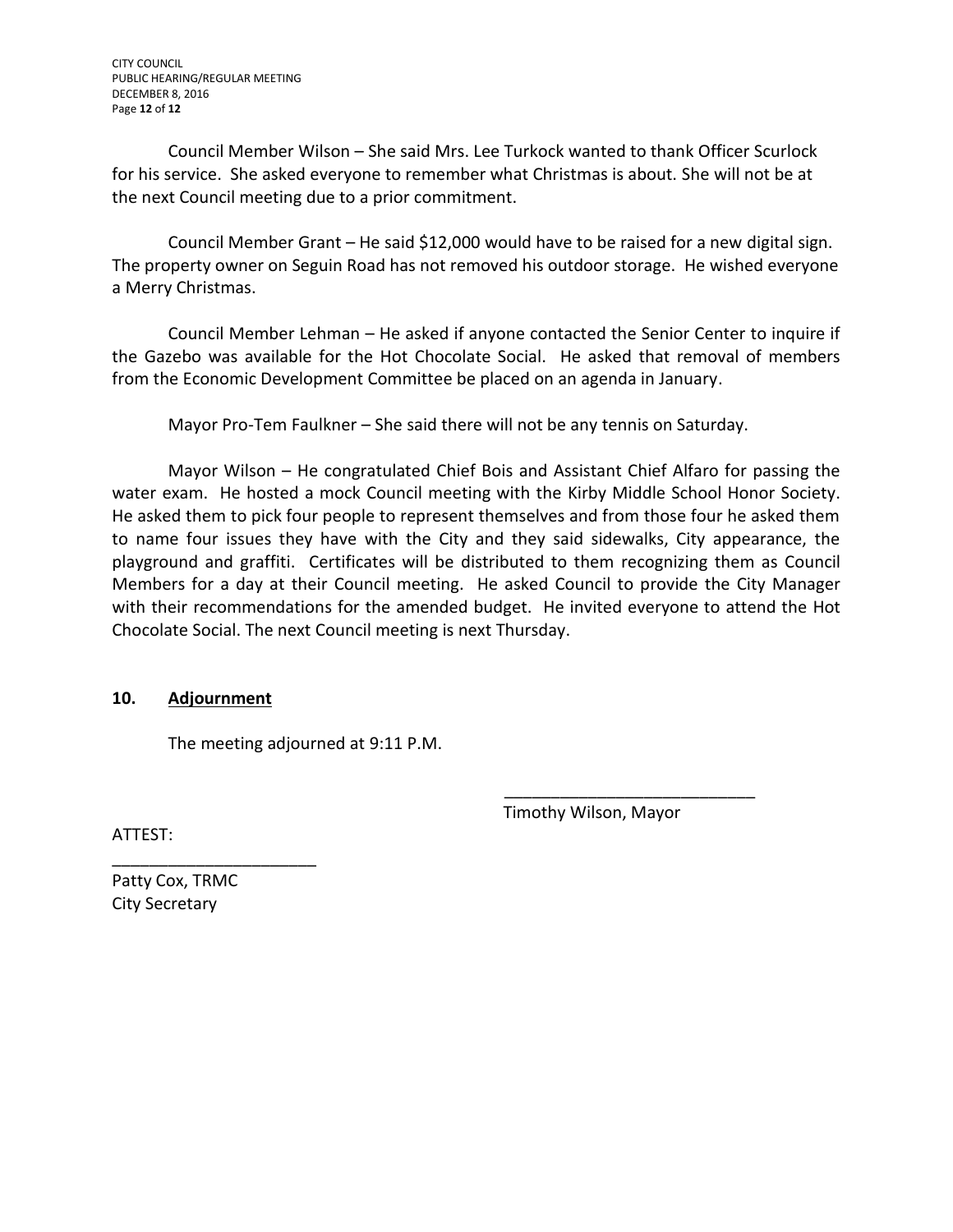Council Member Wilson – She said Mrs. Lee Turkock wanted to thank Officer Scurlock for his service. She asked everyone to remember what Christmas is about. She will not be at the next Council meeting due to a prior commitment.

Council Member Grant – He said $12,000 would have to be raised for a new digital sign. The property owner on Seguin Road has not removed his outdoor storage. He wished everyone a Merry Christmas.

Council Member Lehman – He asked if anyone contacted the Senior Center to inquire if the Gazebo was available for the Hot Chocolate Social. He asked that removal of members from the Economic Development Committee be placed on an agenda in January.

Mayor Pro-Tem Faulkner – She said there will not be any tennis on Saturday.

Mayor Wilson – He congratulated Chief Bois and Assistant Chief Alfaro for passing the water exam. He hosted a mock Council meeting with the Kirby Middle School Honor Society. He asked them to pick four people to represent themselves and from those four he asked them to name four issues they have with the City and they said sidewalks, City appearance, the playground and graffiti. Certificates will be distributed to them recognizing them as Council Members for a day at their Council meeting. He asked Council to provide the City Manager with their recommendations for the amended budget. He invited everyone to attend the Hot Chocolate Social. The next Council meeting is next Thursday.

**10. Adjournment**

The meeting adjourned at 9:11 P.M.

___________________________
Timothy Wilson, Mayor

ATTEST:

______________________
Patty Cox, TRMC
City Secretary